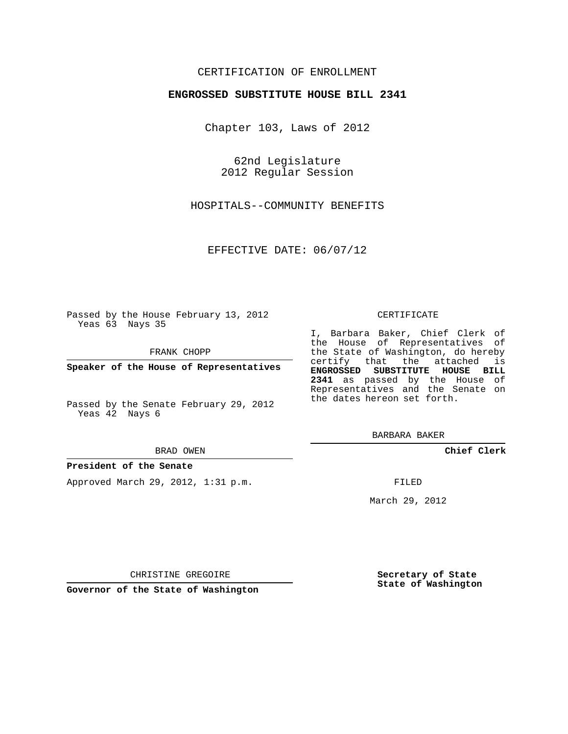CERTIFICATION OF ENROLLMENT

**ENGROSSED SUBSTITUTE HOUSE BILL 2341**

Chapter 103, Laws of 2012

62nd Legislature
2012 Regular Session

HOSPITALS--COMMUNITY BENEFITS

EFFECTIVE DATE: 06/07/12

Passed by the House February 13, 2012
Yeas 63 Nays 35

FRANK CHOPP

**Speaker of the House of Representatives**

Passed by the Senate February 29, 2012
Yeas 42 Nays 6

BRAD OWEN

**President of the Senate**

Approved March 29, 2012, 1:31 p.m.

CHRISTINE GREGOIRE

**Governor of the State of Washington**

CERTIFICATE

I, Barbara Baker, Chief Clerk of the House of Representatives of the State of Washington, do hereby certify that the attached is **ENGROSSED SUBSTITUTE HOUSE BILL 2341** as passed by the House of Representatives and the Senate on the dates hereon set forth.

BARBARA BAKER

**Chief Clerk**

FILED

March 29, 2012

**Secretary of State**
**State of Washington**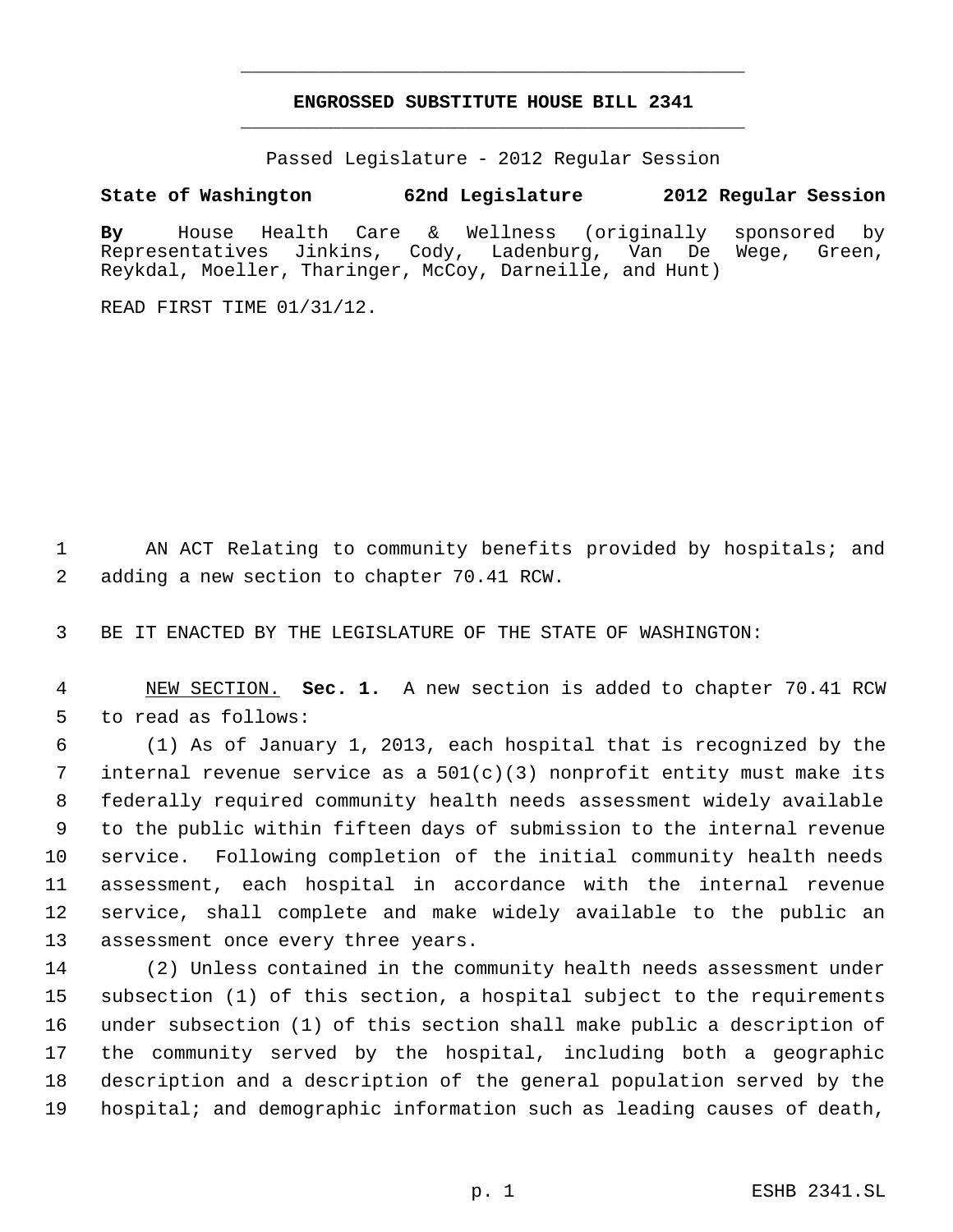**ENGROSSED SUBSTITUTE HOUSE BILL 2341**

Passed Legislature - 2012 Regular Session

**State of Washington 62nd Legislature 2012 Regular Session**

**By** House Health Care & Wellness (originally sponsored by Representatives Jinkins, Cody, Ladenburg, Van De Wege, Green, Reykdal, Moeller, Tharinger, McCoy, Darneille, and Hunt)

READ FIRST TIME 01/31/12.

AN ACT Relating to community benefits provided by hospitals; and adding a new section to chapter 70.41 RCW.

BE IT ENACTED BY THE LEGISLATURE OF THE STATE OF WASHINGTON:

NEW SECTION. **Sec. 1.** A new section is added to chapter 70.41 RCW to read as follows:

(1) As of January 1, 2013, each hospital that is recognized by the internal revenue service as a 501(c)(3) nonprofit entity must make its federally required community health needs assessment widely available to the public within fifteen days of submission to the internal revenue service. Following completion of the initial community health needs assessment, each hospital in accordance with the internal revenue service, shall complete and make widely available to the public an assessment once every three years.

(2) Unless contained in the community health needs assessment under subsection (1) of this section, a hospital subject to the requirements under subsection (1) of this section shall make public a description of the community served by the hospital, including both a geographic description and a description of the general population served by the hospital; and demographic information such as leading causes of death,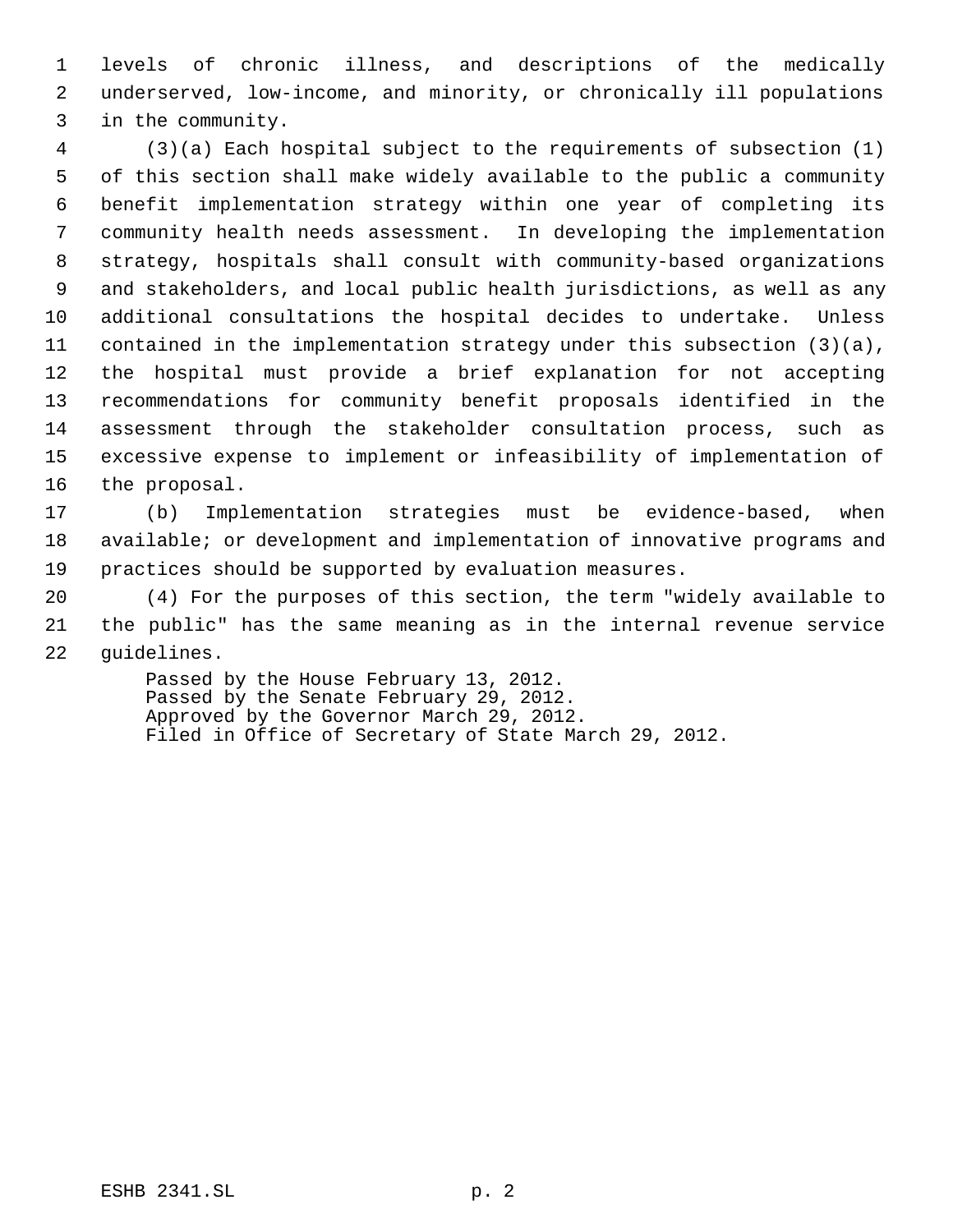levels of chronic illness, and descriptions of the medically underserved, low-income, and minority, or chronically ill populations in the community.

(3)(a) Each hospital subject to the requirements of subsection (1) of this section shall make widely available to the public a community benefit implementation strategy within one year of completing its community health needs assessment. In developing the implementation strategy, hospitals shall consult with community-based organizations and stakeholders, and local public health jurisdictions, as well as any additional consultations the hospital decides to undertake. Unless contained in the implementation strategy under this subsection (3)(a), the hospital must provide a brief explanation for not accepting recommendations for community benefit proposals identified in the assessment through the stakeholder consultation process, such as excessive expense to implement or infeasibility of implementation of the proposal.

(b) Implementation strategies must be evidence-based, when available; or development and implementation of innovative programs and practices should be supported by evaluation measures.

(4) For the purposes of this section, the term "widely available to the public" has the same meaning as in the internal revenue service guidelines.

Passed by the House February 13, 2012.
Passed by the Senate February 29, 2012.
Approved by the Governor March 29, 2012.
Filed in Office of Secretary of State March 29, 2012.